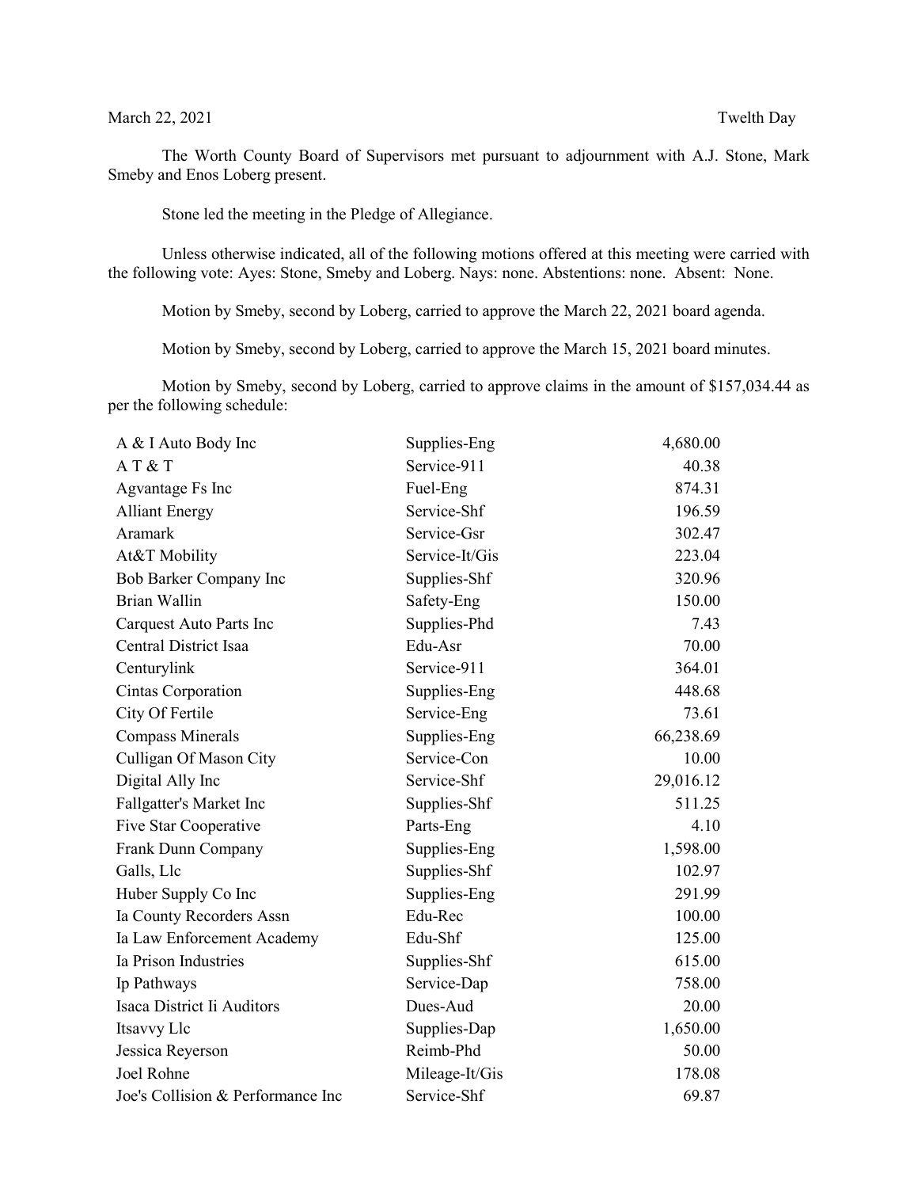March 22, 2021 Twelth Day

The Worth County Board of Supervisors met pursuant to adjournment with A.J. Stone, Mark Smeby and Enos Loberg present.

Stone led the meeting in the Pledge of Allegiance.

Unless otherwise indicated, all of the following motions offered at this meeting were carried with the following vote: Ayes: Stone, Smeby and Loberg. Nays: none. Abstentions: none. Absent: None.

Motion by Smeby, second by Loberg, carried to approve the March 22, 2021 board agenda.

Motion by Smeby, second by Loberg, carried to approve the March 15, 2021 board minutes.

Motion by Smeby, second by Loberg, carried to approve claims in the amount of $157,034.44 as per the following schedule:

| | | |
|---|---|---:|
| A & I Auto Body Inc | Supplies-Eng | 4,680.00 |
| A T & T | Service-911 | 40.38 |
| Agvantage Fs Inc | Fuel-Eng | 874.31 |
| Alliant Energy | Service-Shf | 196.59 |
| Aramark | Service-Gsr | 302.47 |
| At&T Mobility | Service-It/Gis | 223.04 |
| Bob Barker Company Inc | Supplies-Shf | 320.96 |
| Brian Wallin | Safety-Eng | 150.00 |
| Carquest Auto Parts Inc | Supplies-Phd | 7.43 |
| Central District Isaa | Edu-Asr | 70.00 |
| Centurylink | Service-911 | 364.01 |
| Cintas Corporation | Supplies-Eng | 448.68 |
| City Of Fertile | Service-Eng | 73.61 |
| Compass Minerals | Supplies-Eng | 66,238.69 |
| Culligan Of Mason City | Service-Con | 10.00 |
| Digital Ally Inc | Service-Shf | 29,016.12 |
| Fallgatter's Market Inc | Supplies-Shf | 511.25 |
| Five Star Cooperative | Parts-Eng | 4.10 |
| Frank Dunn Company | Supplies-Eng | 1,598.00 |
| Galls, Llc | Supplies-Shf | 102.97 |
| Huber Supply Co Inc | Supplies-Eng | 291.99 |
| Ia County Recorders Assn | Edu-Rec | 100.00 |
| Ia Law Enforcement Academy | Edu-Shf | 125.00 |
| Ia Prison Industries | Supplies-Shf | 615.00 |
| Ip Pathways | Service-Dap | 758.00 |
| Isaca District Ii Auditors | Dues-Aud | 20.00 |
| Itsavvy Llc | Supplies-Dap | 1,650.00 |
| Jessica Reyerson | Reimb-Phd | 50.00 |
| Joel Rohne | Mileage-It/Gis | 178.08 |
| Joe's Collision & Performance Inc | Service-Shf | 69.87 |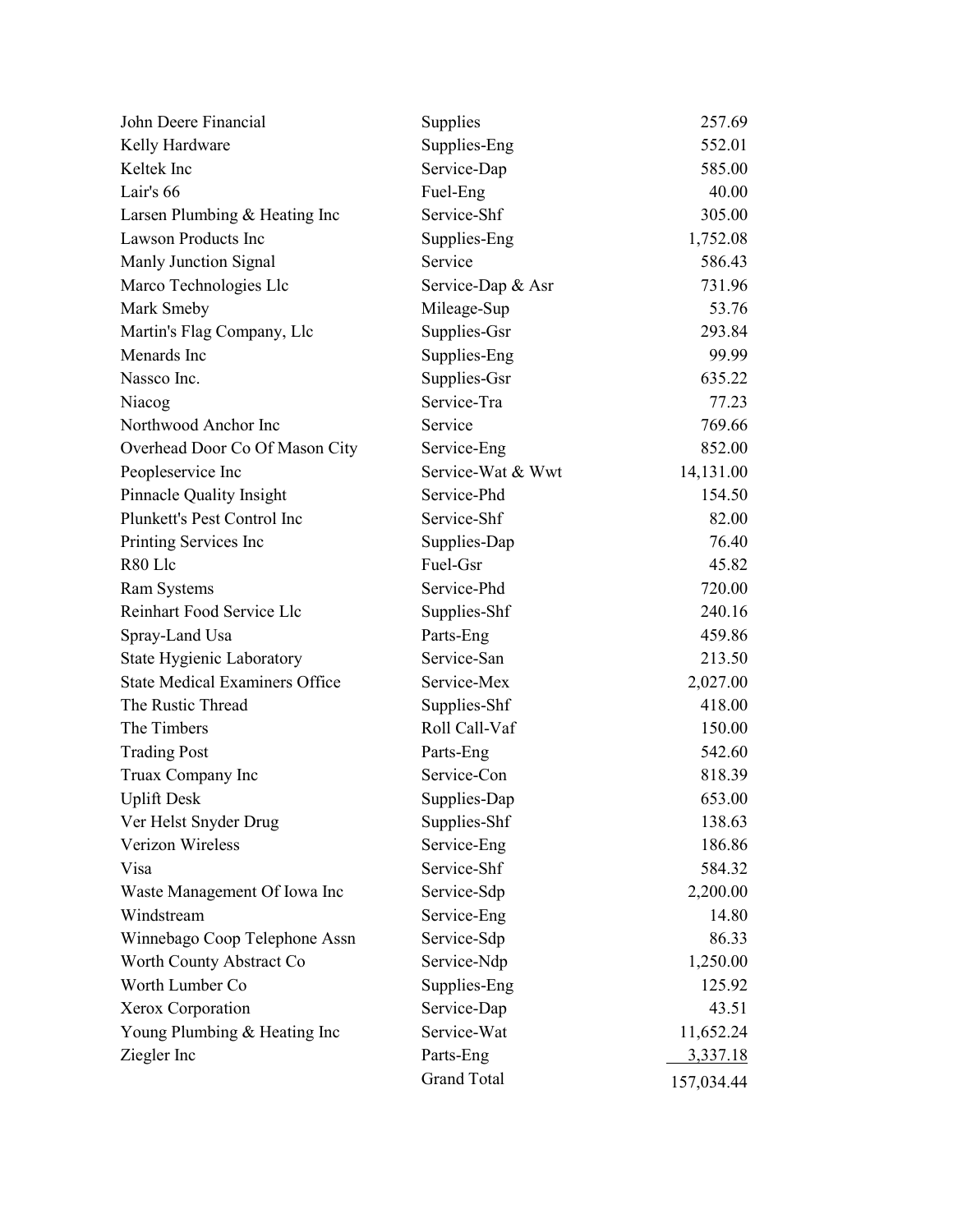| | | |
|---|---|---|
| John Deere Financial | Supplies | 257.69 |
| Kelly Hardware | Supplies-Eng | 552.01 |
| Keltek Inc | Service-Dap | 585.00 |
| Lair's 66 | Fuel-Eng | 40.00 |
| Larsen Plumbing & Heating Inc | Service-Shf | 305.00 |
| Lawson Products Inc | Supplies-Eng | 1,752.08 |
| Manly Junction Signal | Service | 586.43 |
| Marco Technologies Llc | Service-Dap & Asr | 731.96 |
| Mark Smeby | Mileage-Sup | 53.76 |
| Martin's Flag Company, Llc | Supplies-Gsr | 293.84 |
| Menards Inc | Supplies-Eng | 99.99 |
| Nassco Inc. | Supplies-Gsr | 635.22 |
| Niacog | Service-Tra | 77.23 |
| Northwood Anchor Inc | Service | 769.66 |
| Overhead Door Co Of Mason City | Service-Eng | 852.00 |
| Peopleservice Inc | Service-Wat & Wwt | 14,131.00 |
| Pinnacle Quality Insight | Service-Phd | 154.50 |
| Plunkett's Pest Control Inc | Service-Shf | 82.00 |
| Printing Services Inc | Supplies-Dap | 76.40 |
| R80 Llc | Fuel-Gsr | 45.82 |
| Ram Systems | Service-Phd | 720.00 |
| Reinhart Food Service Llc | Supplies-Shf | 240.16 |
| Spray-Land Usa | Parts-Eng | 459.86 |
| State Hygienic Laboratory | Service-San | 213.50 |
| State Medical Examiners Office | Service-Mex | 2,027.00 |
| The Rustic Thread | Supplies-Shf | 418.00 |
| The Timbers | Roll Call-Vaf | 150.00 |
| Trading Post | Parts-Eng | 542.60 |
| Truax Company Inc | Service-Con | 818.39 |
| Uplift Desk | Supplies-Dap | 653.00 |
| Ver Helst Snyder Drug | Supplies-Shf | 138.63 |
| Verizon Wireless | Service-Eng | 186.86 |
| Visa | Service-Shf | 584.32 |
| Waste Management Of Iowa Inc | Service-Sdp | 2,200.00 |
| Windstream | Service-Eng | 14.80 |
| Winnebago Coop Telephone Assn | Service-Sdp | 86.33 |
| Worth County Abstract Co | Service-Ndp | 1,250.00 |
| Worth Lumber Co | Supplies-Eng | 125.92 |
| Xerox Corporation | Service-Dap | 43.51 |
| Young Plumbing & Heating Inc | Service-Wat | 11,652.24 |
| Ziegler Inc | Parts-Eng | 3,337.18 |
| | Grand Total | 157,034.44 |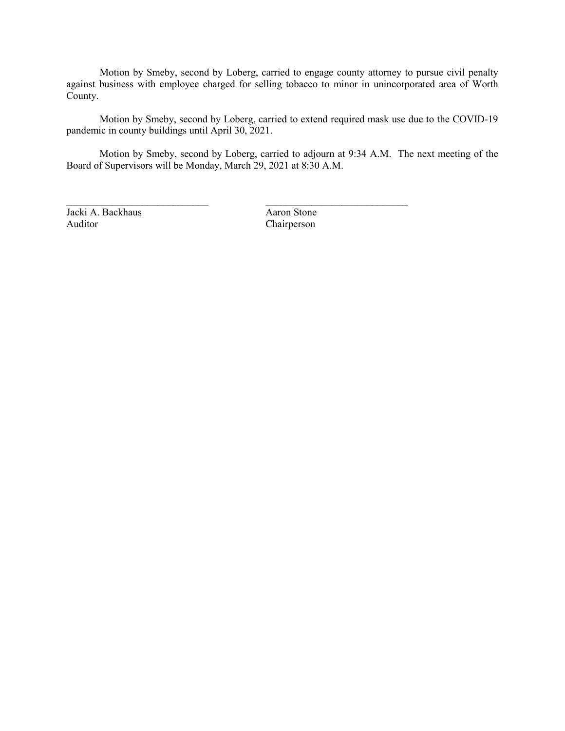Motion by Smeby, second by Loberg, carried to engage county attorney to pursue civil penalty against business with employee charged for selling tobacco to minor in unincorporated area of Worth County.

Motion by Smeby, second by Loberg, carried to extend required mask use due to the COVID-19 pandemic in county buildings until April 30, 2021.

Motion by Smeby, second by Loberg, carried to adjourn at 9:34 A.M. The next meeting of the Board of Supervisors will be Monday, March 29, 2021 at 8:30 A.M.

| | |
|---|---|
| \_\_\_\_\_\_\_\_\_\_\_\_\_\_\_\_\_\_\_\_\_\_\_\_\_\_\_\_\_ | \_\_\_\_\_\_\_\_\_\_\_\_\_\_\_\_\_\_\_\_\_\_\_\_\_\_\_\_\_ |
| Jacki A. Backhaus | Aaron Stone |
| Auditor | Chairperson |